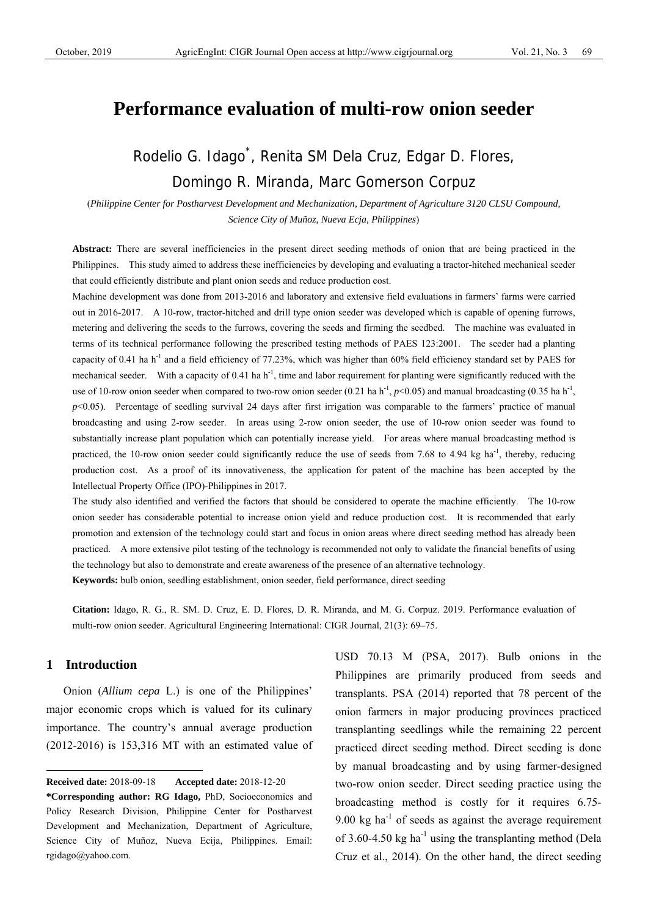# Performance evaluation of multi-row onion seeder

Rodelio G. Idago*, Renita SM Dela Cruz, Edgar D. Flores, Domingo R. Miranda, Marc Gomerson Corpuz

(*Philippine Center for Postharvest Development and Mechanization, Department of Agriculture 3120 CLSU Compound, Science City of Muñoz, Nueva Ecja, Philippines*)

**Abstract:** There are several inefficiencies in the present direct seeding methods of onion that are being practiced in the Philippines. This study aimed to address these inefficiencies by developing and evaluating a tractor-hitched mechanical seeder that could efficiently distribute and plant onion seeds and reduce production cost.

Machine development was done from 2013-2016 and laboratory and extensive field evaluations in farmers' farms were carried out in 2016-2017. A 10-row, tractor-hitched and drill type onion seeder was developed which is capable of opening furrows, metering and delivering the seeds to the furrows, covering the seeds and firming the seedbed. The machine was evaluated in terms of its technical performance following the prescribed testing methods of PAES 123:2001. The seeder had a planting capacity of 0.41 ha $h^{-1}$ and a field efficiency of 77.23%, which was higher than 60% field efficiency standard set by PAES for mechanical seeder. With a capacity of 0.41 ha $h^{-1}$, time and labor requirement for planting were significantly reduced with the use of 10-row onion seeder when compared to two-row onion seeder (0.21 ha $h^{-1}$, $p<0.05$) and manual broadcasting (0.35 ha $h^{-1}$, $p<0.05$). Percentage of seedling survival 24 days after first irrigation was comparable to the farmers' practice of manual broadcasting and using 2-row seeder. In areas using 2-row onion seeder, the use of 10-row onion seeder was found to substantially increase plant population which can potentially increase yield. For areas where manual broadcasting method is practiced, the 10-row onion seeder could significantly reduce the use of seeds from 7.68 to 4.94 kg $ha^{-1}$, thereby, reducing production cost. As a proof of its innovativeness, the application for patent of the machine has been accepted by the Intellectual Property Office (IPO)-Philippines in 2017.

The study also identified and verified the factors that should be considered to operate the machine efficiently. The 10-row onion seeder has considerable potential to increase onion yield and reduce production cost. It is recommended that early promotion and extension of the technology could start and focus in onion areas where direct seeding method has already been practiced. A more extensive pilot testing of the technology is recommended not only to validate the financial benefits of using the technology but also to demonstrate and create awareness of the presence of an alternative technology.

**Keywords:** bulb onion, seedling establishment, onion seeder, field performance, direct seeding

**Citation:** Idago, R. G., R. SM. D. Cruz, E. D. Flores, D. R. Miranda, and M. G. Corpuz. 2019. Performance evaluation of multi-row onion seeder. Agricultural Engineering International: CIGR Journal, 21(3): 69–75.

## 1 Introduction

Onion (*Allium cepa* L.) is one of the Philippines' major economic crops which is valued for its culinary importance. The country's annual average production (2012-2016) is 153,316 MT with an estimated value of USD 70.13 M (PSA, 2017). Bulb onions in the Philippines are primarily produced from seeds and transplants. PSA (2014) reported that 78 percent of the onion farmers in major producing provinces practiced transplanting seedlings while the remaining 22 percent practiced direct seeding method. Direct seeding is done by manual broadcasting and by using farmer-designed two-row onion seeder. Direct seeding practice using the broadcasting method is costly for it requires 6.75-9.00 kg $ha^{-1}$ of seeds as against the average requirement of 3.60-4.50 kg $ha^{-1}$ using the transplanting method (Dela Cruz et al., 2014). On the other hand, the direct seeding

---

**Received date:** 2018-09-18 **Accepted date:** 2018-12-20

**\*Corresponding author: RG Idago,** PhD, Socioeconomics and Policy Research Division, Philippine Center for Postharvest Development and Mechanization, Department of Agriculture, Science City of Muñoz, Nueva Ecija, Philippines. Email: rgidago@yahoo.com.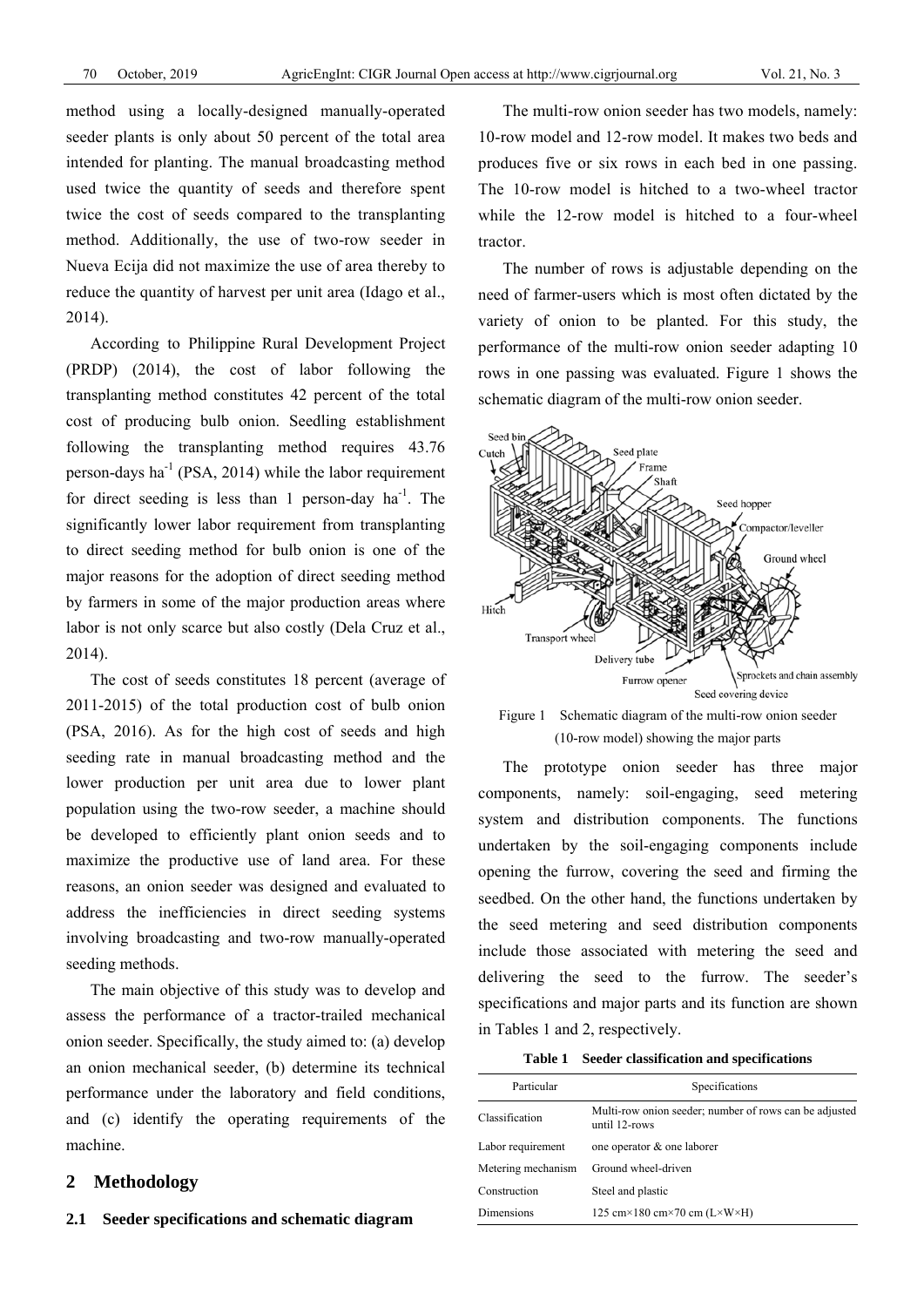method using a locally-designed manually-operated seeder plants is only about 50 percent of the total area intended for planting. The manual broadcasting method used twice the quantity of seeds and therefore spent twice the cost of seeds compared to the transplanting method. Additionally, the use of two-row seeder in Nueva Ecija did not maximize the use of area thereby to reduce the quantity of harvest per unit area (Idago et al., 2014).

According to Philippine Rural Development Project (PRDP) (2014), the cost of labor following the transplanting method constitutes 42 percent of the total cost of producing bulb onion. Seedling establishment following the transplanting method requires 43.76 person-days ha$^{-1}$ (PSA, 2014) while the labor requirement for direct seeding is less than 1 person-day ha$^{-1}$. The significantly lower labor requirement from transplanting to direct seeding method for bulb onion is one of the major reasons for the adoption of direct seeding method by farmers in some of the major production areas where labor is not only scarce but also costly (Dela Cruz et al., 2014).

The cost of seeds constitutes 18 percent (average of 2011-2015) of the total production cost of bulb onion (PSA, 2016). As for the high cost of seeds and high seeding rate in manual broadcasting method and the lower production per unit area due to lower plant population using the two-row seeder, a machine should be developed to efficiently plant onion seeds and to maximize the productive use of land area. For these reasons, an onion seeder was designed and evaluated to address the inefficiencies in direct seeding systems involving broadcasting and two-row manually-operated seeding methods.

The main objective of this study was to develop and assess the performance of a tractor-trailed mechanical onion seeder. Specifically, the study aimed to: (a) develop an onion mechanical seeder, (b) determine its technical performance under the laboratory and field conditions, and (c) identify the operating requirements of the machine.

## 2 Methodology

### 2.1 Seeder specifications and schematic diagram

The multi-row onion seeder has two models, namely: 10-row model and 12-row model. It makes two beds and produces five or six rows in each bed in one passing. The 10-row model is hitched to a two-wheel tractor while the 12-row model is hitched to a four-wheel tractor.

The number of rows is adjustable depending on the need of farmer-users which is most often dictated by the variety of onion to be planted. For this study, the performance of the multi-row onion seeder adapting 10 rows in one passing was evaluated. Figure 1 shows the schematic diagram of the multi-row onion seeder.

Figure 1 Schematic diagram of the multi-row onion seeder (10-row model) showing the major parts

The prototype onion seeder has three major components, namely: soil-engaging, seed metering system and distribution components. The functions undertaken by the soil-engaging components include opening the furrow, covering the seed and firming the seedbed. On the other hand, the functions undertaken by the seed metering and seed distribution components include those associated with metering the seed and delivering the seed to the furrow. The seeder's specifications and major parts and its function are shown in Tables 1 and 2, respectively.

**Table 1 Seeder classification and specifications**

| Particular | Specifications |
|---|---|
| Classification | Multi-row onion seeder; number of rows can be adjusted until 12-rows |
| Labor requirement | one operator & one laborer |
| Metering mechanism | Ground wheel-driven |
| Construction | Steel and plastic |
| Dimensions | 125 cm×180 cm×70 cm (L×W×H) |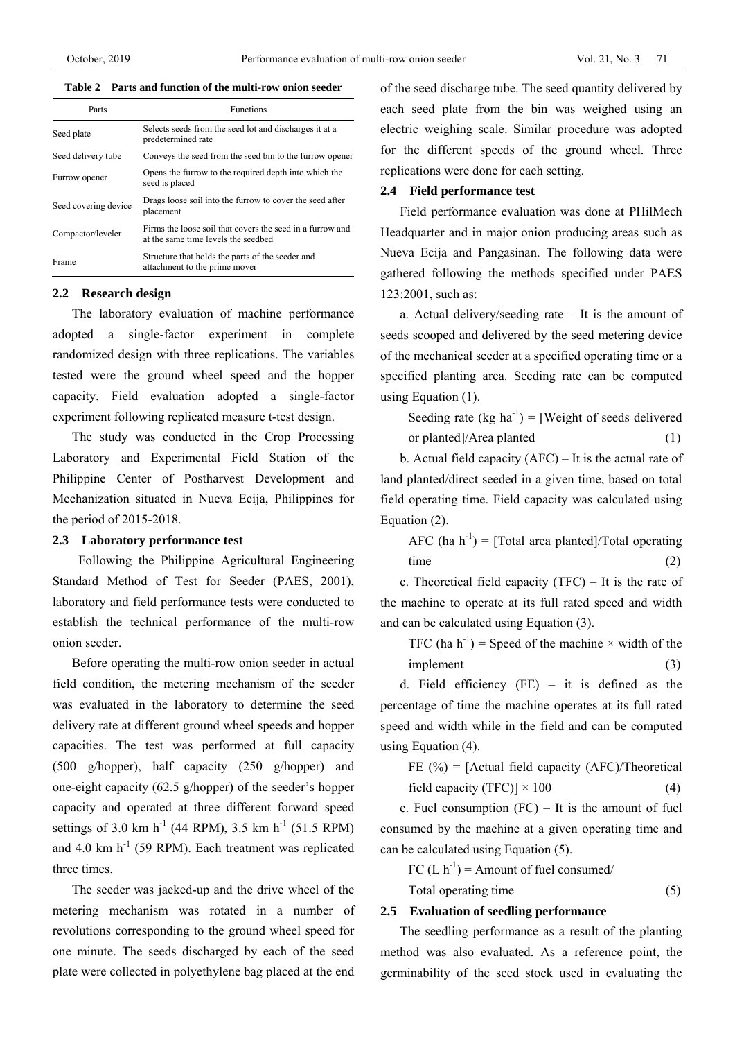**Table 2 Parts and function of the multi-row onion seeder**

| Parts | Functions |
|---|---|
| Seed plate | Selects seeds from the seed lot and discharges it at a predetermined rate |
| Seed delivery tube | Conveys the seed from the seed bin to the furrow opener |
| Furrow opener | Opens the furrow to the required depth into which the seed is placed |
| Seed covering device | Drags loose soil into the furrow to cover the seed after placement |
| Compactor/leveler | Firms the loose soil that covers the seed in a furrow and at the same time levels the seedbed |
| Frame | Structure that holds the parts of the seeder and attachment to the prime mover |

### 2.2 Research design

The laboratory evaluation of machine performance adopted a single-factor experiment in complete randomized design with three replications. The variables tested were the ground wheel speed and the hopper capacity. Field evaluation adopted a single-factor experiment following replicated measure t-test design.

The study was conducted in the Crop Processing Laboratory and Experimental Field Station of the Philippine Center of Postharvest Development and Mechanization situated in Nueva Ecija, Philippines for the period of 2015-2018.

### 2.3 Laboratory performance test

Following the Philippine Agricultural Engineering Standard Method of Test for Seeder (PAES, 2001), laboratory and field performance tests were conducted to establish the technical performance of the multi-row onion seeder.

Before operating the multi-row onion seeder in actual field condition, the metering mechanism of the seeder was evaluated in the laboratory to determine the seed delivery rate at different ground wheel speeds and hopper capacities. The test was performed at full capacity (500 g/hopper), half capacity (250 g/hopper) and one-eight capacity (62.5 g/hopper) of the seeder's hopper capacity and operated at three different forward speed settings of 3.0 km $h^{-1}$ (44 RPM), 3.5 km $h^{-1}$ (51.5 RPM) and 4.0 km $h^{-1}$ (59 RPM). Each treatment was replicated three times.

The seeder was jacked-up and the drive wheel of the metering mechanism was rotated in a number of revolutions corresponding to the ground wheel speed for one minute. The seeds discharged by each of the seed plate were collected in polyethylene bag placed at the end of the seed discharge tube. The seed quantity delivered by each seed plate from the bin was weighed using an electric weighing scale. Similar procedure was adopted for the different speeds of the ground wheel. Three replications were done for each setting.

### 2.4 Field performance test

Field performance evaluation was done at PHilMech Headquarter and in major onion producing areas such as Nueva Ecija and Pangasinan. The following data were gathered following the methods specified under PAES 123:2001, such as:

a. Actual delivery/seeding rate – It is the amount of seeds scooped and delivered by the seed metering device of the mechanical seeder at a specified operating time or a specified planting area. Seeding rate can be computed using Equation (1).

$$\text{Seeding rate (kg ha}^{-1}\text{)} = \text{[Weight of seeds delivered or planted]/Area planted} \quad (1)$$

b. Actual field capacity (AFC) – It is the actual rate of land planted/direct seeded in a given time, based on total field operating time. Field capacity was calculated using Equation (2).

$$\text{AFC (ha h}^{-1}\text{)} = \text{[Total area planted]/Total operating time} \quad (2)$$

c. Theoretical field capacity (TFC) – It is the rate of the machine to operate at its full rated speed and width and can be calculated using Equation (3).

$$\text{TFC (ha h}^{-1}\text{)} = \text{Speed of the machine} \times \text{width of the implement} \quad (3)$$

d. Field efficiency (FE) – it is defined as the percentage of time the machine operates at its full rated speed and width while in the field and can be computed using Equation (4).

$$\text{FE (\%)} = \text{[Actual field capacity (AFC)/Theoretical field capacity (TFC)]} \times 100 \quad (4)$$

e. Fuel consumption (FC) – It is the amount of fuel consumed by the machine at a given operating time and can be calculated using Equation (5).

$$\text{FC (L h}^{-1}\text{)} = \text{Amount of fuel consumed/Total operating time} \quad (5)$$

### 2.5 Evaluation of seedling performance

The seedling performance as a result of the planting method was also evaluated. As a reference point, the germinability of the seed stock used in evaluating the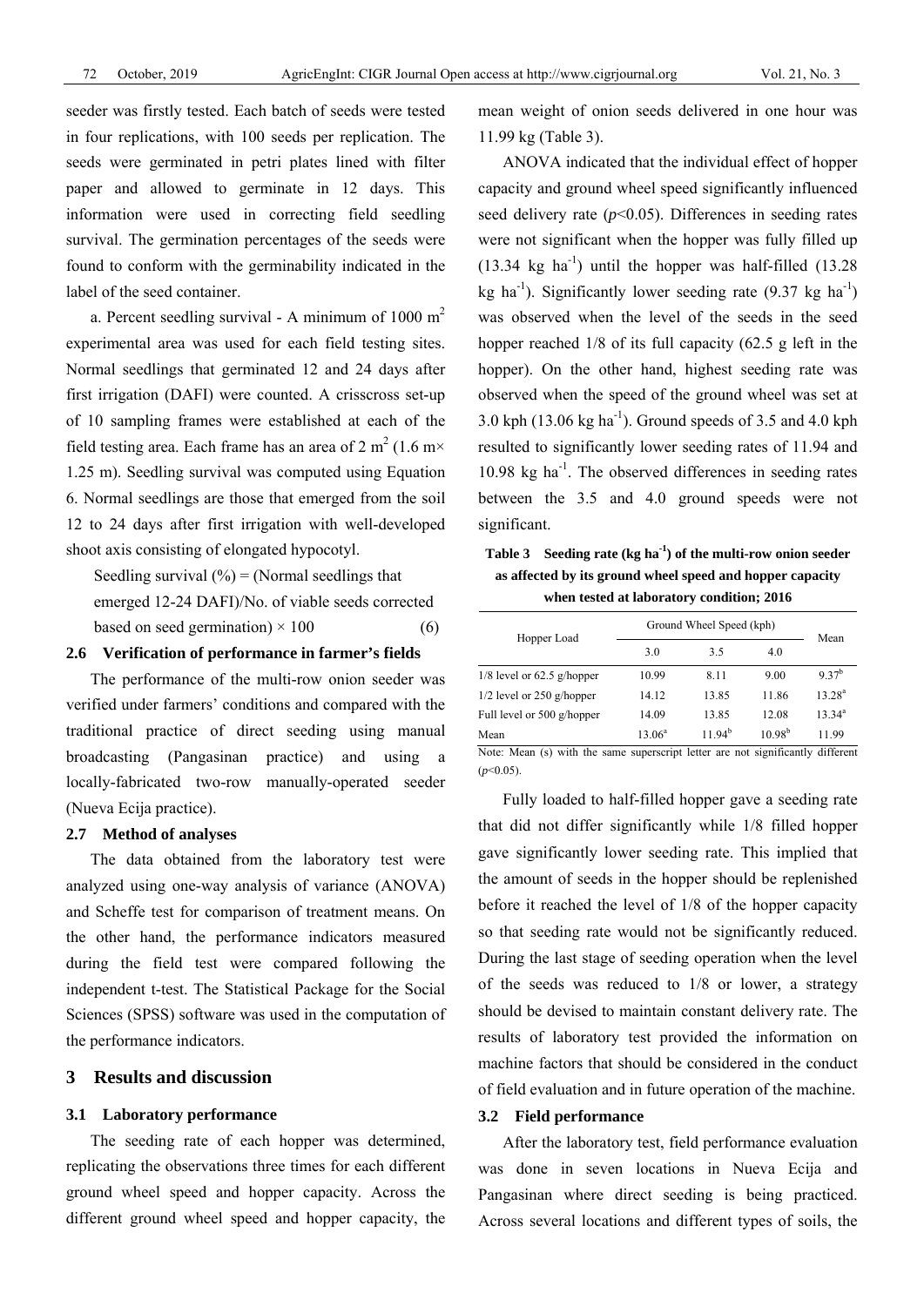seeder was firstly tested. Each batch of seeds were tested in four replications, with 100 seeds per replication. The seeds were germinated in petri plates lined with filter paper and allowed to germinate in 12 days. This information were used in correcting field seedling survival. The germination percentages of the seeds were found to conform with the germinability indicated in the label of the seed container.

a. Percent seedling survival - A minimum of 1000 $m^2$ experimental area was used for each field testing sites. Normal seedlings that germinated 12 and 24 days after first irrigation (DAFI) were counted. A crisscross set-up of 10 sampling frames were established at each of the field testing area. Each frame has an area of 2 $m^2$ (1.6 m× 1.25 m). Seedling survival was computed using Equation 6. Normal seedlings are those that emerged from the soil 12 to 24 days after first irrigation with well-developed shoot axis consisting of elongated hypocotyl.

Seedling survival (%) = (Normal seedlings that emerged 12-24 DAFI)/No. of viable seeds corrected based on seed germination) × 100 (6)

### 2.6 Verification of performance in farmer's fields

The performance of the multi-row onion seeder was verified under farmers' conditions and compared with the traditional practice of direct seeding using manual broadcasting (Pangasinan practice) and using a locally-fabricated two-row manually-operated seeder (Nueva Ecija practice).

### 2.7 Method of analyses

The data obtained from the laboratory test were analyzed using one-way analysis of variance (ANOVA) and Scheffe test for comparison of treatment means. On the other hand, the performance indicators measured during the field test were compared following the independent t-test. The Statistical Package for the Social Sciences (SPSS) software was used in the computation of the performance indicators.

## 3 Results and discussion

### 3.1 Laboratory performance

The seeding rate of each hopper was determined, replicating the observations three times for each different ground wheel speed and hopper capacity. Across the different ground wheel speed and hopper capacity, the mean weight of onion seeds delivered in one hour was 11.99 kg (Table 3).

ANOVA indicated that the individual effect of hopper capacity and ground wheel speed significantly influenced seed delivery rate ($p$<0.05). Differences in seeding rates were not significant when the hopper was fully filled up (13.34 kg $ha^{-1}$) until the hopper was half-filled (13.28 kg $ha^{-1}$). Significantly lower seeding rate (9.37 kg $ha^{-1}$) was observed when the level of the seeds in the seed hopper reached 1/8 of its full capacity (62.5 g left in the hopper). On the other hand, highest seeding rate was observed when the speed of the ground wheel was set at 3.0 kph (13.06 kg $ha^{-1}$). Ground speeds of 3.5 and 4.0 kph resulted to significantly lower seeding rates of 11.94 and 10.98 kg $ha^{-1}$. The observed differences in seeding rates between the 3.5 and 4.0 ground speeds were not significant.

**Table 3 Seeding rate (kg $ha^{-1}$) of the multi-row onion seeder as affected by its ground wheel speed and hopper capacity when tested at laboratory condition; 2016**

| Hopper Load | Ground Wheel Speed (kph) | | | Mean |
|---|---|---|---|---|
| | 3.0 | 3.5 | 4.0 | |
| 1/8 level or 62.5 g/hopper | 10.99 | 8.11 | 9.00 | $9.37^b$ |
| 1/2 level or 250 g/hopper | 14.12 | 13.85 | 11.86 | $13.28^a$ |
| Full level or 500 g/hopper | 14.09 | 13.85 | 12.08 | $13.34^a$ |
| Mean | $13.06^a$ | $11.94^b$ | $10.98^b$ | 11.99 |

Note: Mean (s) with the same superscript letter are not significantly different ($p$<0.05).

Fully loaded to half-filled hopper gave a seeding rate that did not differ significantly while 1/8 filled hopper gave significantly lower seeding rate. This implied that the amount of seeds in the hopper should be replenished before it reached the level of 1/8 of the hopper capacity so that seeding rate would not be significantly reduced. During the last stage of seeding operation when the level of the seeds was reduced to 1/8 or lower, a strategy should be devised to maintain constant delivery rate. The results of laboratory test provided the information on machine factors that should be considered in the conduct of field evaluation and in future operation of the machine.

### 3.2 Field performance

After the laboratory test, field performance evaluation was done in seven locations in Nueva Ecija and Pangasinan where direct seeding is being practiced. Across several locations and different types of soils, the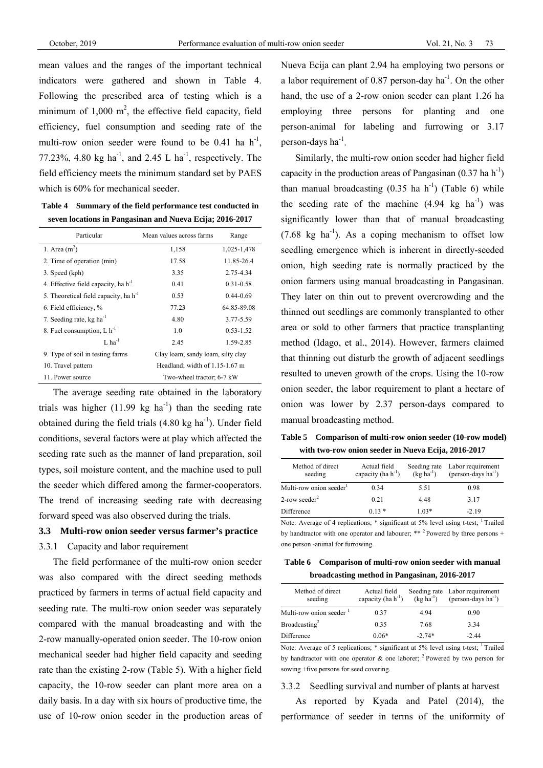mean values and the ranges of the important technical indicators were gathered and shown in Table 4. Following the prescribed area of testing which is a minimum of 1,000 $m^2$, the effective field capacity, field efficiency, fuel consumption and seeding rate of the multi-row onion seeder were found to be 0.41 ha $h^{-1}$, 77.23%, 4.80 kg $ha^{-1}$, and 2.45 L $ha^{-1}$, respectively. The field efficiency meets the minimum standard set by PAES which is 60% for mechanical seeder.

**Table 4 Summary of the field performance test conducted in seven locations in Pangasinan and Nueva Ecija; 2016-2017**

| Particular | Mean values across farms | Range |
|---|---|---|
| 1. Area ($m^2$) | 1,158 | 1,025-1,478 |
| 2. Time of operation (min) | 17.58 | 11.85-26.4 |
| 3. Speed (kph) | 3.35 | 2.75-4.34 |
| 4. Effective field capacity, ha $h^{-1}$ | 0.41 | 0.31-0.58 |
| 5. Theoretical field capacity, ha $h^{-1}$ | 0.53 | 0.44-0.69 |
| 6. Field efficiency, % | 77.23 | 64.85-89.08 |
| 7. Seeding rate, kg $ha^{-1}$ | 4.80 | 3.77-5.59 |
| 8. Fuel consumption, L $h^{-1}$ | 1.0 | 0.53-1.52 |
| L $ha^{-1}$ | 2.45 | 1.59-2.85 |
| 9. Type of soil in testing farms | Clay loam, sandy loam, silty clay | |
| 10. Travel pattern | Headland; width of 1.15-1.67 m | |
| 11. Power source | Two-wheel tractor; 6-7 kW | |

The average seeding rate obtained in the laboratory trials was higher (11.99 kg $ha^{-1}$) than the seeding rate obtained during the field trials (4.80 kg $ha^{-1}$). Under field conditions, several factors were at play which affected the seeding rate such as the manner of land preparation, soil types, soil moisture content, and the machine used to pull the seeder which differed among the farmer-cooperators. The trend of increasing seeding rate with decreasing forward speed was also observed during the trials.

### 3.3 Multi-row onion seeder versus farmer's practice

#### 3.3.1 Capacity and labor requirement

The field performance of the multi-row onion seeder was also compared with the direct seeding methods practiced by farmers in terms of actual field capacity and seeding rate. The multi-row onion seeder was separately compared with the manual broadcasting and with the 2-row manually-operated onion seeder. The 10-row onion mechanical seeder had higher field capacity and seeding rate than the existing 2-row (Table 5). With a higher field capacity, the 10-row seeder can plant more area on a daily basis. In a day with six hours of productive time, the use of 10-row onion seeder in the production areas of Nueva Ecija can plant 2.94 ha employing two persons or a labor requirement of 0.87 person-day $ha^{-1}$. On the other hand, the use of a 2-row onion seeder can plant 1.26 ha employing three persons for planting and one person-animal for labeling and furrowing or 3.17 person-days $ha^{-1}$.

Similarly, the multi-row onion seeder had higher field capacity in the production areas of Pangasinan (0.37 ha $h^{-1}$) than manual broadcasting (0.35 ha $h^{-1}$) (Table 6) while the seeding rate of the machine (4.94 kg $ha^{-1}$) was significantly lower than that of manual broadcasting (7.68 kg $ha^{-1}$). As a coping mechanism to offset low seedling emergence which is inherent in directly-seeded onion, high seeding rate is normally practiced by the onion farmers using manual broadcasting in Pangasinan. They later on thin out to prevent overcrowding and the thinned out seedlings are commonly transplanted to other area or sold to other farmers that practice transplanting method (Idago, et al., 2014). However, farmers claimed that thinning out disturb the growth of adjacent seedlings resulted to uneven growth of the crops. Using the 10-row onion seeder, the labor requirement to plant a hectare of onion was lower by 2.37 person-days compared to manual broadcasting method.

**Table 5 Comparison of multi-row onion seeder (10-row model) with two-row onion seeder in Nueva Ecija, 2016-2017**

| Method of direct seeding | Actual field capacity (ha $h^{-1}$) | Seeding rate (kg $ha^{-1}$) | Labor requirement (person-days $ha^{-1}$) |
|---|---|---|---|
| Multi-row onion seeder[1] | 0.34 | 5.51 | 0.98 |
| 2-row seeder[2] | 0.21 | 4.48 | 3.17 |
| Difference | 0.13 * | 1.03* | -2.19 |

Note: Average of 4 replications; * significant at 5% level using t-test; [1] Trailed by handtractor with one operator and labourer; ** [2] Powered by three persons + one person -animal for furrowing.

**Table 6 Comparison of multi-row onion seeder with manual broadcasting method in Pangasinan, 2016-2017**

| Method of direct seeding | Actual field capacity (ha $h^{-1}$) | Seeding rate (kg $ha^{-1}$) | Labor requirement (person-days $ha^{-1}$) |
|---|---|---|---|
| Multi-row onion seeder [1] | 0.37 | 4.94 | 0.90 |
| Broadcasting[2] | 0.35 | 7.68 | 3.34 |
| Difference | 0.06* | -2.74* | -2.44 |

Note: Average of 5 replications; * significant at 5% level using t-test; [1] Trailed by handtractor with one operator & one laborer; [2] Powered by two person for sowing +five persons for seed covering.

#### 3.3.2 Seedling survival and number of plants at harvest

As reported by Kyada and Patel (2014), the performance of seeder in terms of the uniformity of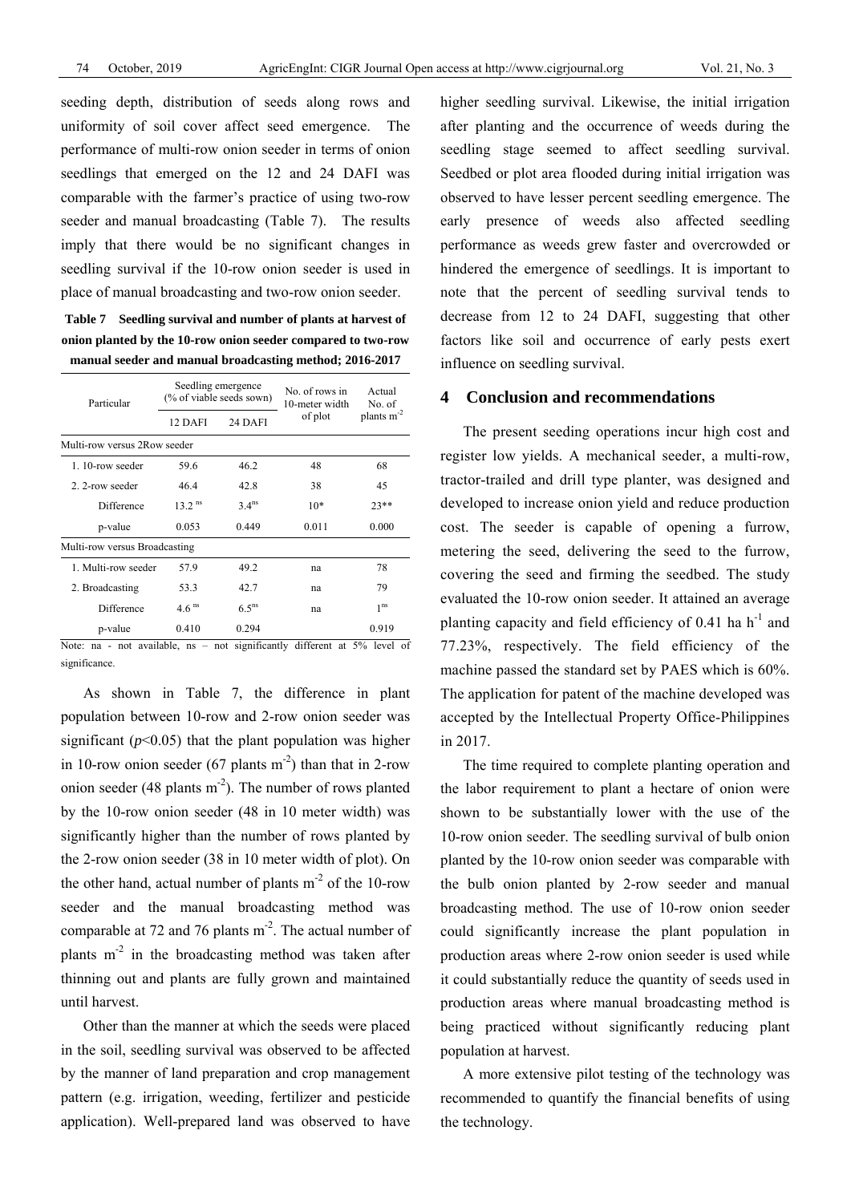seeding depth, distribution of seeds along rows and uniformity of soil cover affect seed emergence. The performance of multi-row onion seeder in terms of onion seedlings that emerged on the 12 and 24 DAFI was comparable with the farmer's practice of using two-row seeder and manual broadcasting (Table 7). The results imply that there would be no significant changes in seedling survival if the 10-row onion seeder is used in place of manual broadcasting and two-row onion seeder.

**Table 7 Seedling survival and number of plants at harvest of onion planted by the 10-row onion seeder compared to two-row manual seeder and manual broadcasting method; 2016-2017**

| Particular | Seedling emergence (% of viable seeds sown) | | No. of rows in 10-meter width of plot | Actual No. of plants $m^{-2}$ |
|---|---|---|---|---|
| | 12 DAFI | 24 DAFI | | |
| Multi-row versus 2Row seeder | | | | |
| 1. 10-row seeder | 59.6 | 46.2 | 48 | 68 |
| 2. 2-row seeder | 46.4 | 42.8 | 38 | 45 |
| Difference | 13.2 $^{ns}$ | 3.4$^{ns}$ | 10* | 23** |
| p-value | 0.053 | 0.449 | 0.011 | 0.000 |
| Multi-row versus Broadcasting | | | | |
| 1. Multi-row seeder | 57.9 | 49.2 | na | 78 |
| 2. Broadcasting | 53.3 | 42.7 | na | 79 |
| Difference | 4.6 $^{ns}$ | 6.5$^{ns}$ | na | 1$^{ns}$ |
| p-value | 0.410 | 0.294 | | 0.919 |

Note: na - not available, ns – not significantly different at 5% level of significance.

As shown in Table 7, the difference in plant population between 10-row and 2-row onion seeder was significant ($p$<0.05) that the plant population was higher in 10-row onion seeder (67 plants $m^{-2}$) than that in 2-row onion seeder (48 plants $m^{-2}$). The number of rows planted by the 10-row onion seeder (48 in 10 meter width) was significantly higher than the number of rows planted by the 2-row onion seeder (38 in 10 meter width of plot). On the other hand, actual number of plants $m^{-2}$ of the 10-row seeder and the manual broadcasting method was comparable at 72 and 76 plants $m^{-2}$. The actual number of plants $m^{-2}$ in the broadcasting method was taken after thinning out and plants are fully grown and maintained until harvest.

Other than the manner at which the seeds were placed in the soil, seedling survival was observed to be affected by the manner of land preparation and crop management pattern (e.g. irrigation, weeding, fertilizer and pesticide application). Well-prepared land was observed to have higher seedling survival. Likewise, the initial irrigation after planting and the occurrence of weeds during the seedling stage seemed to affect seedling survival. Seedbed or plot area flooded during initial irrigation was observed to have lesser percent seedling emergence. The early presence of weeds also affected seedling performance as weeds grew faster and overcrowded or hindered the emergence of seedlings. It is important to note that the percent of seedling survival tends to decrease from 12 to 24 DAFI, suggesting that other factors like soil and occurrence of early pests exert influence on seedling survival.

## 4 Conclusion and recommendations

The present seeding operations incur high cost and register low yields. A mechanical seeder, a multi-row, tractor-trailed and drill type planter, was designed and developed to increase onion yield and reduce production cost. The seeder is capable of opening a furrow, metering the seed, delivering the seed to the furrow, covering the seed and firming the seedbed. The study evaluated the 10-row onion seeder. It attained an average planting capacity and field efficiency of 0.41 ha $h^{-1}$ and 77.23%, respectively. The field efficiency of the machine passed the standard set by PAES which is 60%. The application for patent of the machine developed was accepted by the Intellectual Property Office-Philippines in 2017.

The time required to complete planting operation and the labor requirement to plant a hectare of onion were shown to be substantially lower with the use of the 10-row onion seeder. The seedling survival of bulb onion planted by the 10-row onion seeder was comparable with the bulb onion planted by 2-row seeder and manual broadcasting method. The use of 10-row onion seeder could significantly increase the plant population in production areas where 2-row onion seeder is used while it could substantially reduce the quantity of seeds used in production areas where manual broadcasting method is being practiced without significantly reducing plant population at harvest.

A more extensive pilot testing of the technology was recommended to quantify the financial benefits of using the technology.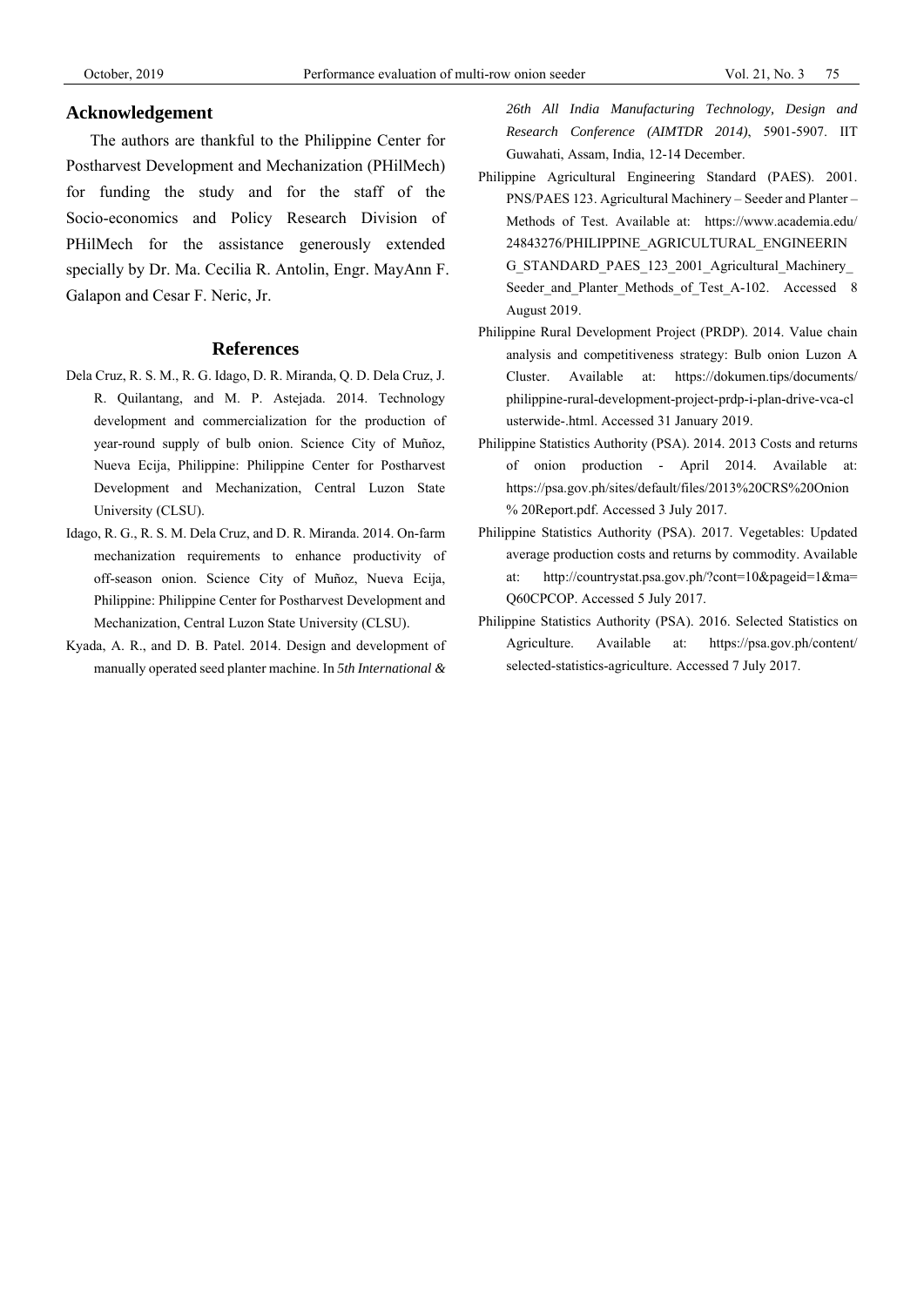## Acknowledgement

The authors are thankful to the Philippine Center for Postharvest Development and Mechanization (PHilMech) for funding the study and for the staff of the Socio-economics and Policy Research Division of PHilMech for the assistance generously extended specially by Dr. Ma. Cecilia R. Antolin, Engr. MayAnn F. Galapon and Cesar F. Neric, Jr.

## References

Dela Cruz, R. S. M., R. G. Idago, D. R. Miranda, Q. D. Dela Cruz, J. R. Quilantang, and M. P. Astejada. 2014. Technology development and commercialization for the production of year-round supply of bulb onion. Science City of Muñoz, Nueva Ecija, Philippine: Philippine Center for Postharvest Development and Mechanization, Central Luzon State University (CLSU).

Idago, R. G., R. S. M. Dela Cruz, and D. R. Miranda. 2014. On-farm mechanization requirements to enhance productivity of off-season onion. Science City of Muñoz, Nueva Ecija, Philippine: Philippine Center for Postharvest Development and Mechanization, Central Luzon State University (CLSU).

Kyada, A. R., and D. B. Patel. 2014. Design and development of manually operated seed planter machine. In *5th International & 26th All India Manufacturing Technology, Design and Research Conference (AIMTDR 2014)*, 5901-5907. IIT Guwahati, Assam, India, 12-14 December.

Philippine Agricultural Engineering Standard (PAES). 2001. PNS/PAES 123. Agricultural Machinery – Seeder and Planter – Methods of Test. Available at: https://www.academia.edu/24843276/PHILIPPINE_AGRICULTURAL_ENGINEERING_STANDARD_PAES_123_2001_Agricultural_Machinery_Seeder_and_Planter_Methods_of_Test_A-102. Accessed 8 August 2019.

Philippine Rural Development Project (PRDP). 2014. Value chain analysis and competitiveness strategy: Bulb onion Luzon A Cluster. Available at: https://dokumen.tips/documents/philippine-rural-development-project-prdp-i-plan-drive-vca-clusterwide-.html. Accessed 31 January 2019.

Philippine Statistics Authority (PSA). 2014. 2013 Costs and returns of onion production - April 2014. Available at: https://psa.gov.ph/sites/default/files/2013%20CRS%20Onion% 20Report.pdf. Accessed 3 July 2017.

Philippine Statistics Authority (PSA). 2017. Vegetables: Updated average production costs and returns by commodity. Available at: http://countrystat.psa.gov.ph/?cont=10&pageid=1&ma=Q60CPCOP. Accessed 5 July 2017.

Philippine Statistics Authority (PSA). 2016. Selected Statistics on Agriculture. Available at: https://psa.gov.ph/content/selected-statistics-agriculture. Accessed 7 July 2017.